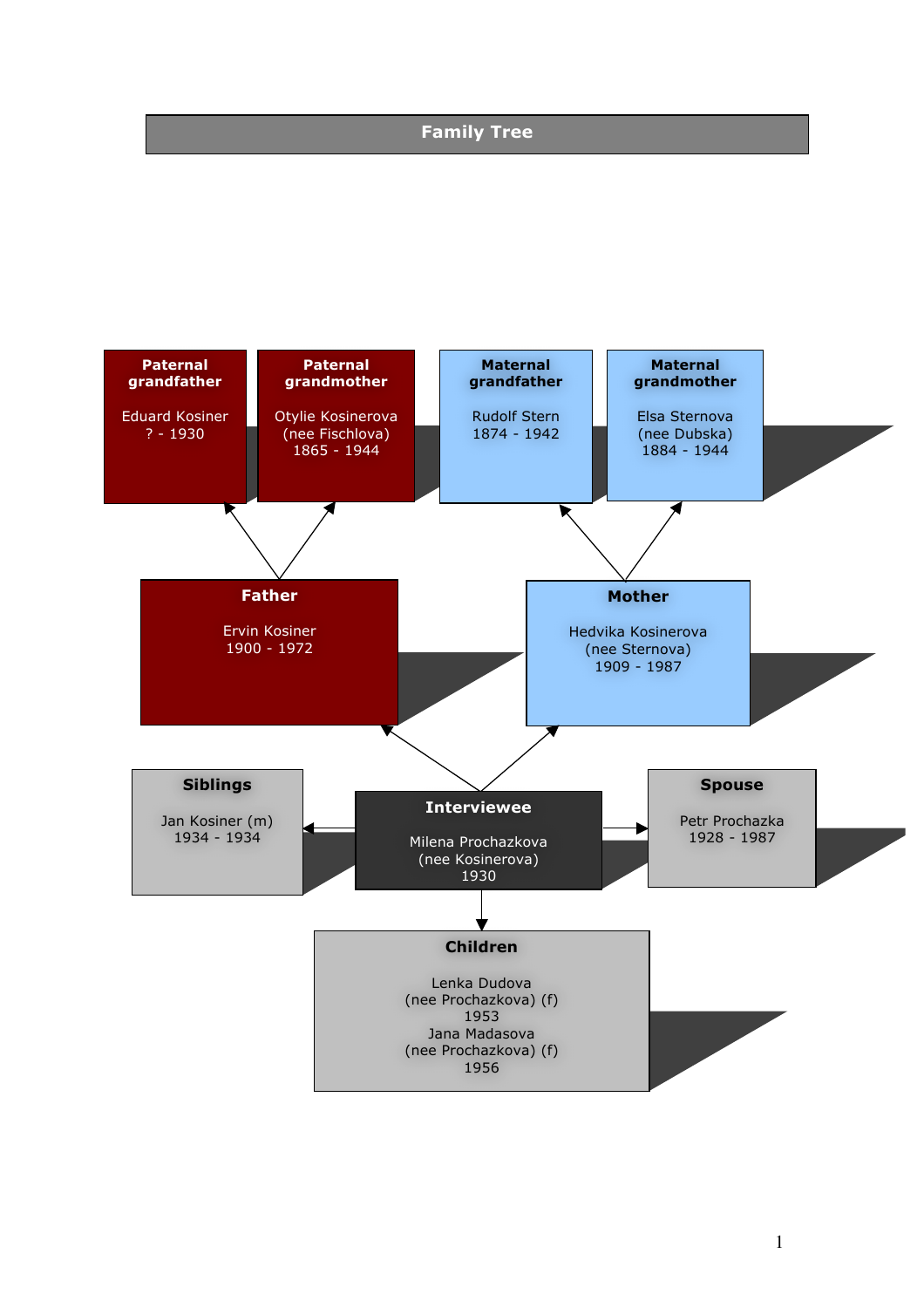# Family Tree

**Paternal grandfather**

Eduard Kosiner
? - 1930

**Paternal grandmother**

Otylie Kosinerova
(nee Fischlova)
1865 - 1944

**Maternal grandfather**

Rudolf Stern
1874 - 1942

**Maternal grandmother**

Elsa Sternova
(nee Dubska)
1884 - 1944

**Father**

Ervin Kosiner
1900 - 1972

**Mother**

Hedvika Kosinerova
(nee Sternova)
1909 - 1987

**Siblings**

Jan Kosiner (m)
1934 - 1934

**Interviewee**

Milena Prochazkova
(nee Kosinerova)
1930

**Spouse**

Petr Prochazka
1928 - 1987

**Children**

Lenka Dudova
(nee Prochazkova) (f)
1953
Jana Madasova
(nee Prochazkova) (f)
1956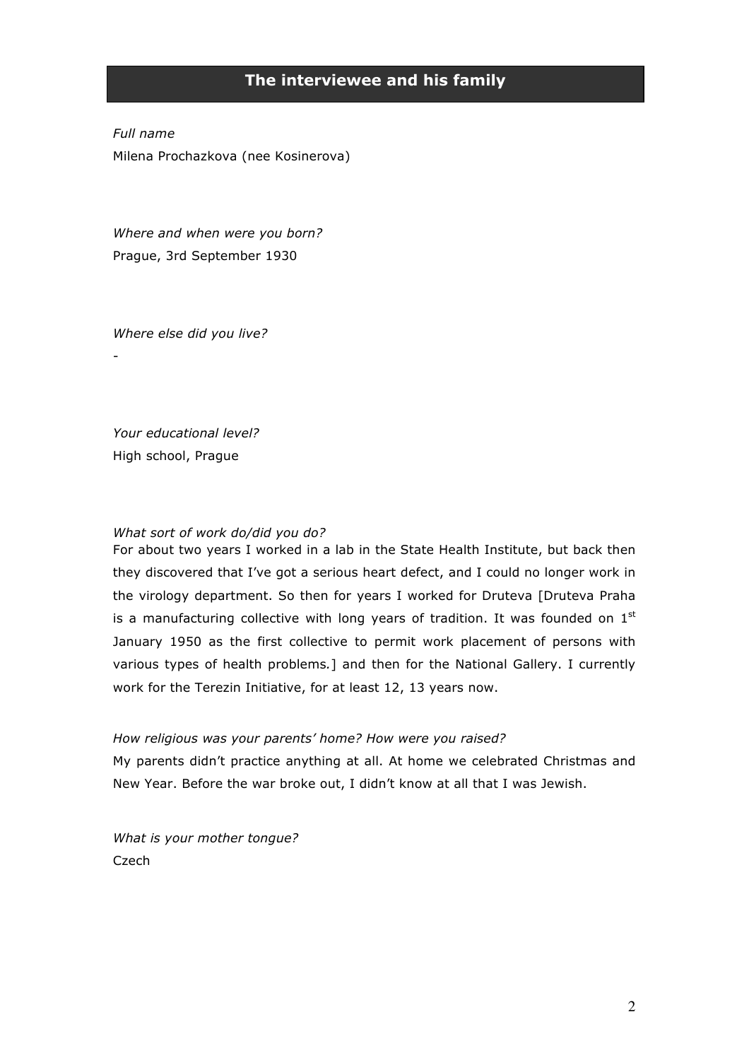## The interviewee and his family

*Full name*

Milena Prochazkova (nee Kosinerova)

*Where and when were you born?*

Prague, 3rd September 1930

*Where else did you live?*

-

*Your educational level?*

High school, Prague

*What sort of work do/did you do?*

For about two years I worked in a lab in the State Health Institute, but back then they discovered that I've got a serious heart defect, and I could no longer work in the virology department. So then for years I worked for Druteva [Druteva Praha is a manufacturing collective with long years of tradition. It was founded on 1st January 1950 as the first collective to permit work placement of persons with various types of health problems.] and then for the National Gallery. I currently work for the Terezin Initiative, for at least 12, 13 years now.

*How religious was your parents' home? How were you raised?*

My parents didn't practice anything at all. At home we celebrated Christmas and New Year. Before the war broke out, I didn't know at all that I was Jewish.

*What is your mother tongue?*

Czech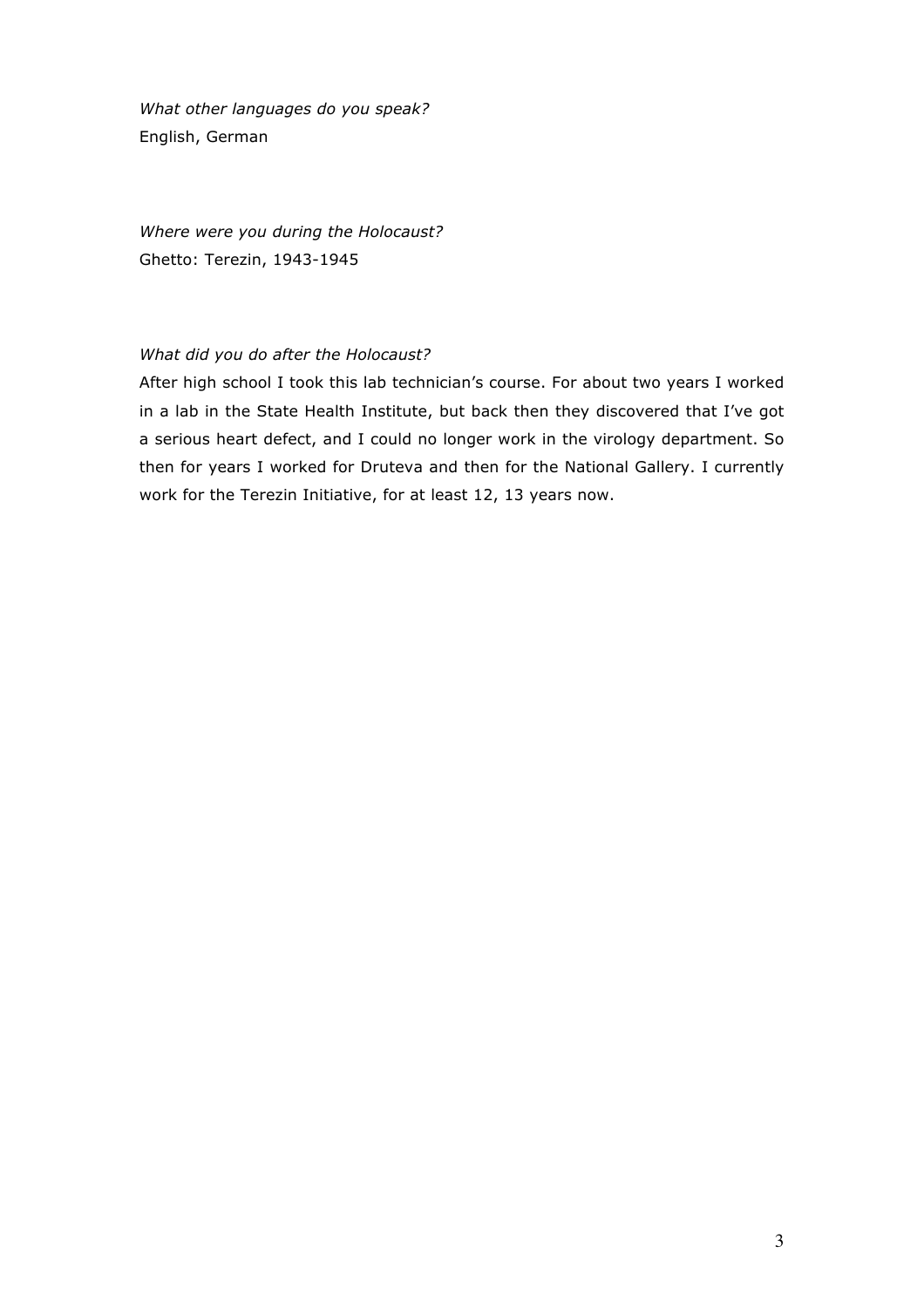*What other languages do you speak?*

English, German

*Where were you during the Holocaust?*

Ghetto: Terezin, 1943-1945

*What did you do after the Holocaust?*

After high school I took this lab technician's course. For about two years I worked in a lab in the State Health Institute, but back then they discovered that I've got a serious heart defect, and I could no longer work in the virology department. So then for years I worked for Druteva and then for the National Gallery. I currently work for the Terezin Initiative, for at least 12, 13 years now.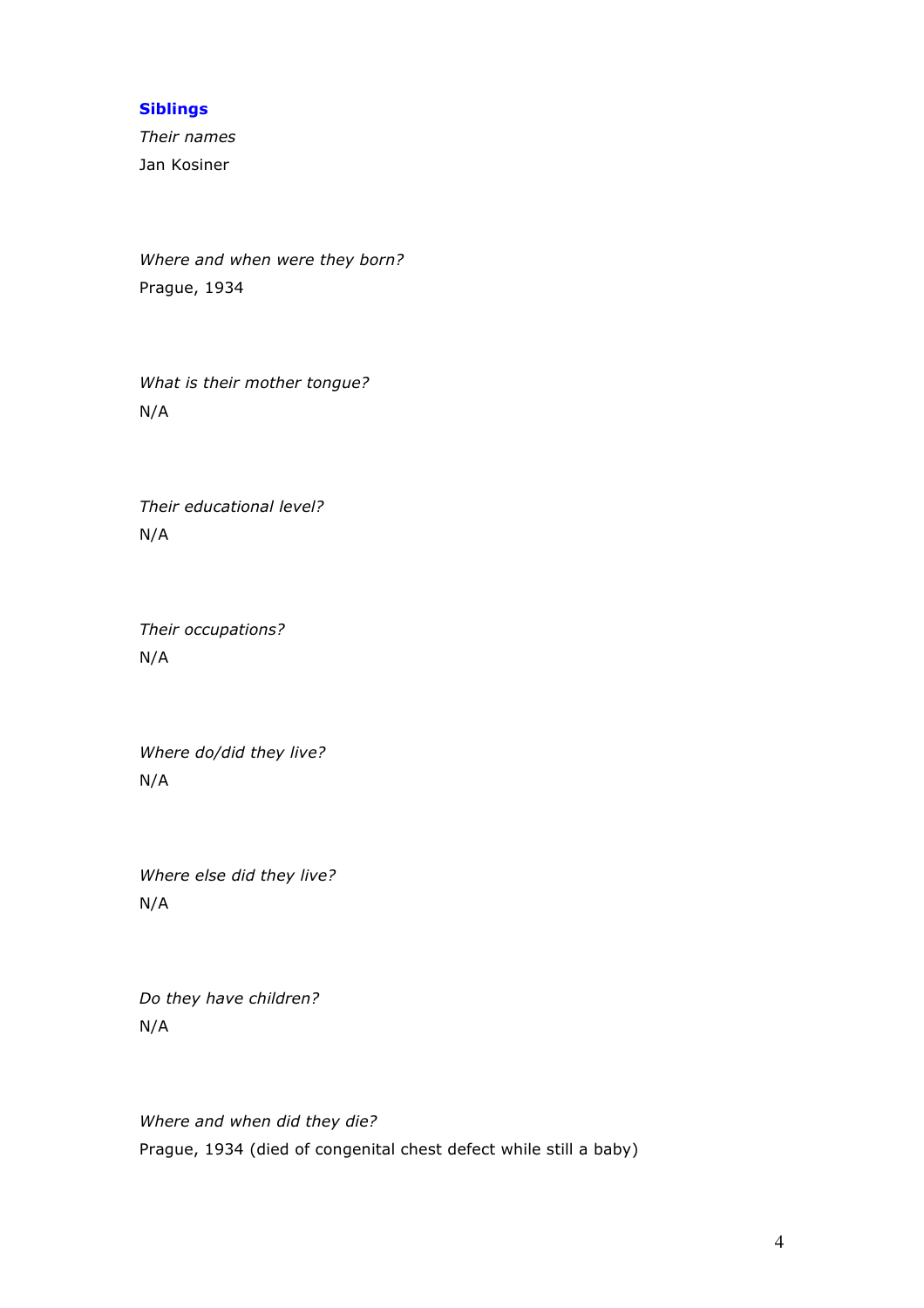## Siblings

*Their names*

Jan Kosiner

*Where and when were they born?*

Prague, 1934

*What is their mother tongue?*

N/A

*Their educational level?*

N/A

*Their occupations?*

N/A

*Where do/did they live?*

N/A

*Where else did they live?*

N/A

*Do they have children?*

N/A

*Where and when did they die?*

Prague, 1934 (died of congenital chest defect while still a baby)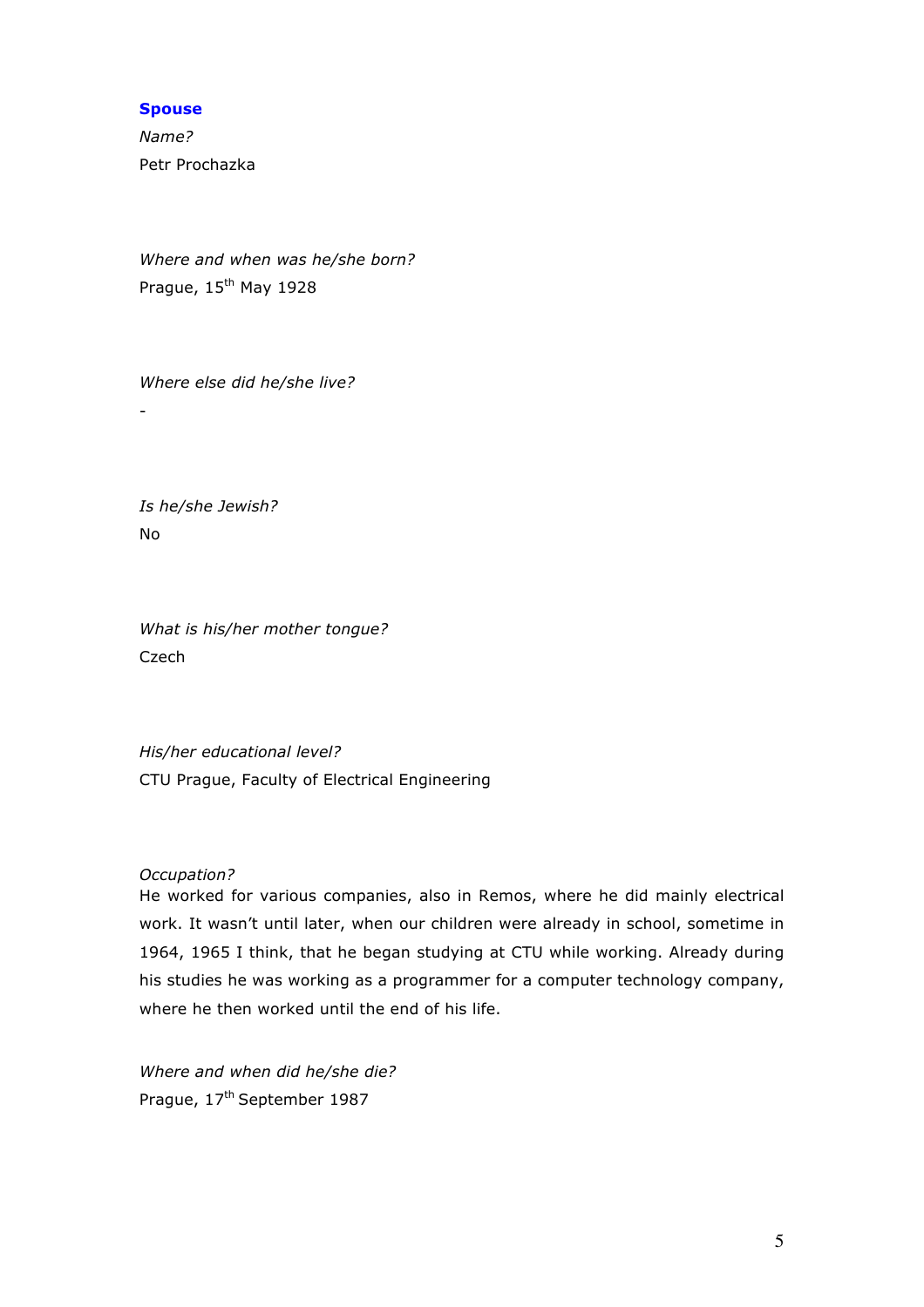**Spouse**

*Name?*

Petr Prochazka

*Where and when was he/she born?*

Prague, 15th May 1928

*Where else did he/she live?*

-

*Is he/she Jewish?*

No

*What is his/her mother tongue?*

Czech

*His/her educational level?*

CTU Prague, Faculty of Electrical Engineering

*Occupation?*

He worked for various companies, also in Remos, where he did mainly electrical work. It wasn't until later, when our children were already in school, sometime in 1964, 1965 I think, that he began studying at CTU while working. Already during his studies he was working as a programmer for a computer technology company, where he then worked until the end of his life.

*Where and when did he/she die?*

Prague, 17th September 1987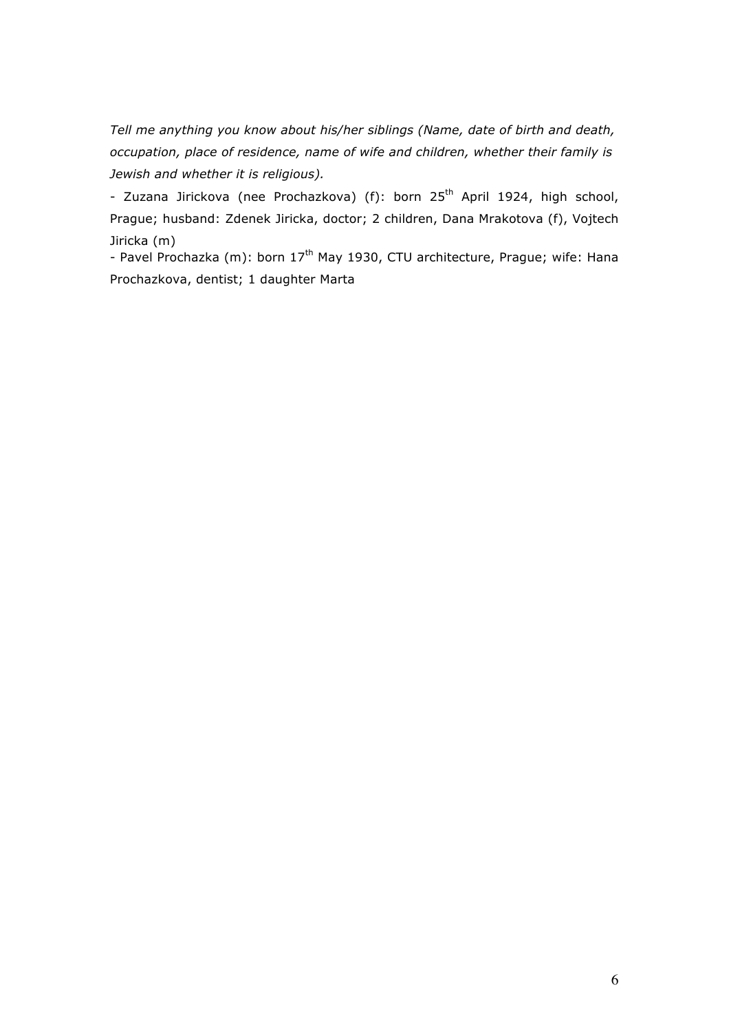*Tell me anything you know about his/her siblings (Name, date of birth and death, occupation, place of residence, name of wife and children, whether their family is Jewish and whether it is religious).*

- Zuzana Jirickova (nee Prochazkova) (f): born 25th April 1924, high school, Prague; husband: Zdenek Jiricka, doctor; 2 children, Dana Mrakotova (f), Vojtech Jiricka (m)
- Pavel Prochazka (m): born 17th May 1930, CTU architecture, Prague; wife: Hana Prochazkova, dentist; 1 daughter Marta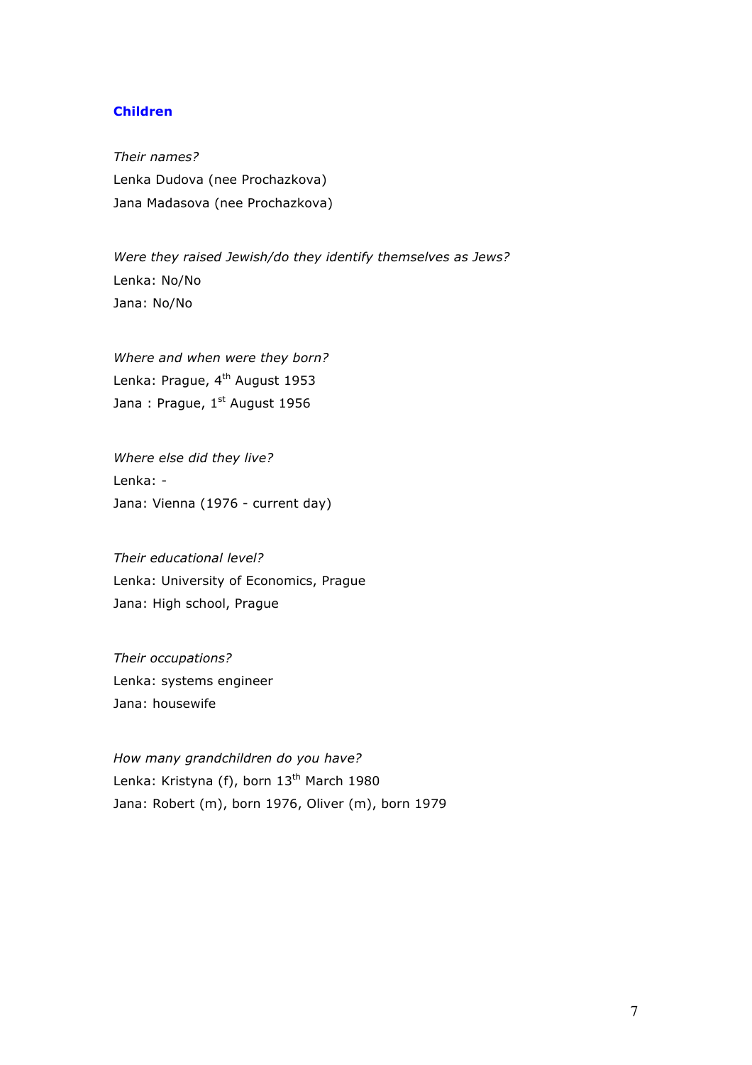## Children

*Their names?*
Lenka Dudova (nee Prochazkova)
Jana Madasova (nee Prochazkova)

*Were they raised Jewish/do they identify themselves as Jews?*
Lenka: No/No
Jana: No/No

*Where and when were they born?*
Lenka: Prague, 4th August 1953
Jana : Prague, 1st August 1956

*Where else did they live?*
Lenka: -
Jana: Vienna (1976 - current day)

*Their educational level?*
Lenka: University of Economics, Prague
Jana: High school, Prague

*Their occupations?*
Lenka: systems engineer
Jana: housewife

*How many grandchildren do you have?*
Lenka: Kristyna (f), born 13th March 1980
Jana: Robert (m), born 1976, Oliver (m), born 1979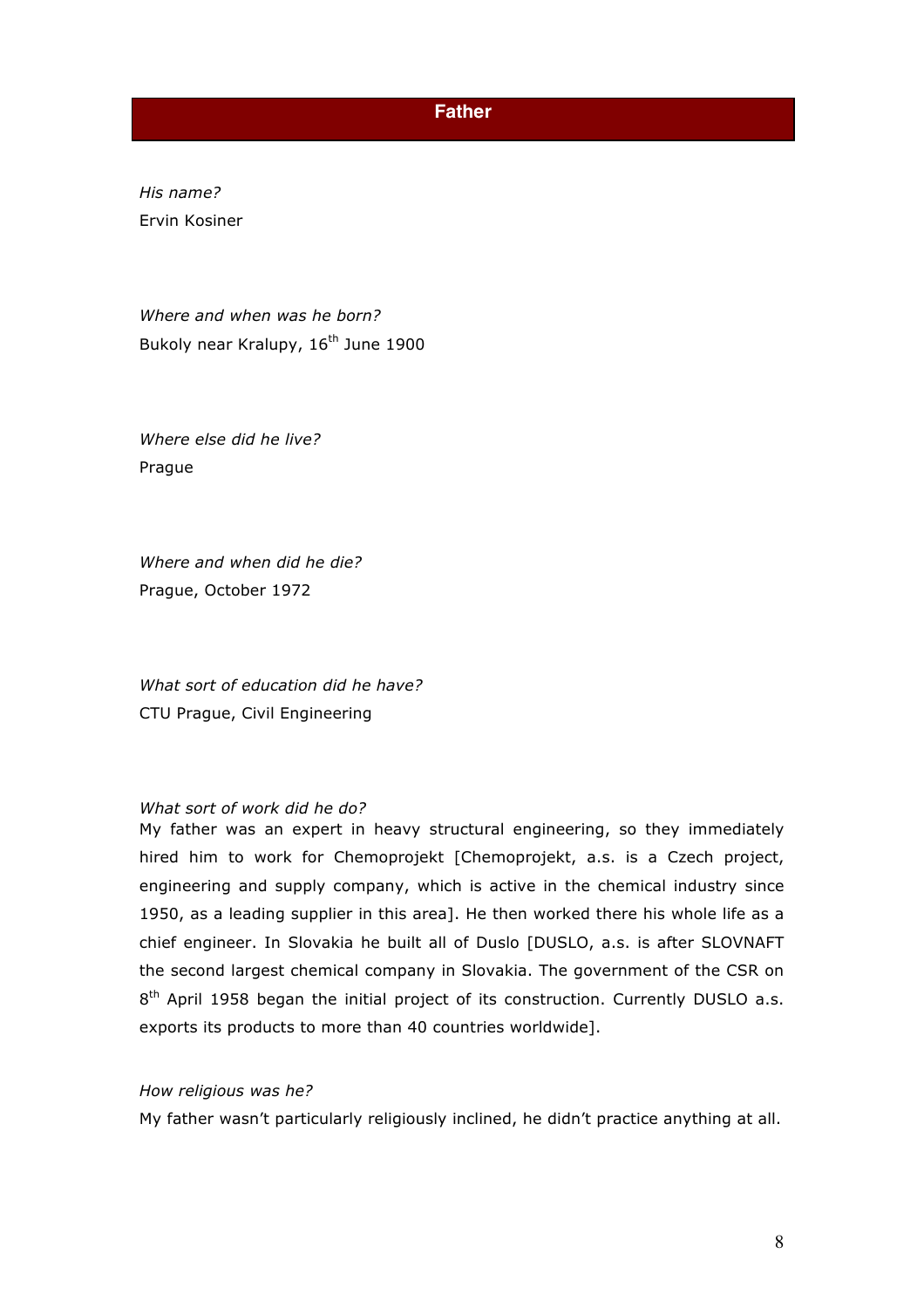## Father

*His name?*
Ervin Kosiner

*Where and when was he born?*
Bukoly near Kralupy, 16th June 1900

*Where else did he live?*
Prague

*Where and when did he die?*
Prague, October 1972

*What sort of education did he have?*
CTU Prague, Civil Engineering

*What sort of work did he do?*
My father was an expert in heavy structural engineering, so they immediately hired him to work for Chemoprojekt [Chemoprojekt, a.s. is a Czech project, engineering and supply company, which is active in the chemical industry since 1950, as a leading supplier in this area]. He then worked there his whole life as a chief engineer. In Slovakia he built all of Duslo [DUSLO, a.s. is after SLOVNAFT the second largest chemical company in Slovakia. The government of the CSR on 8th April 1958 began the initial project of its construction. Currently DUSLO a.s. exports its products to more than 40 countries worldwide].

*How religious was he?*
My father wasn't particularly religiously inclined, he didn't practice anything at all.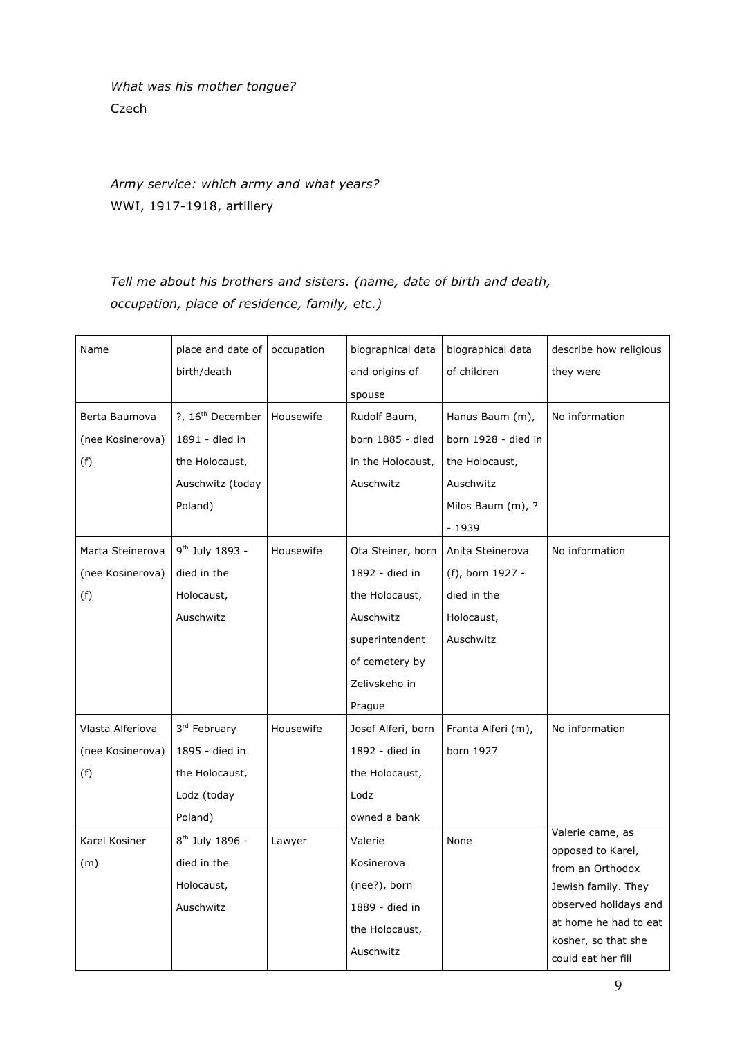*What was his mother tongue?*

Czech

*Army service: which army and what years?*

WWI, 1917-1918, artillery

*Tell me about his brothers and sisters. (name, date of birth and death, occupation, place of residence, family, etc.)*

| Name | place and date of birth/death | occupation | biographical data and origins of spouse | biographical data of children | describe how religious they were |
|---|---|---|---|---|---|
| Berta Baumova (nee Kosinerova) (f) | ?, 16th December 1891 - died in the Holocaust, Auschwitz (today Poland) | Housewife | Rudolf Baum, born 1885 - died in the Holocaust, Auschwitz | Hanus Baum (m), born 1928 - died in the Holocaust, Auschwitz Milos Baum (m), ? - 1939 | No information |
| Marta Steinerova (nee Kosinerova) (f) | 9th July 1893 - died in the Holocaust, Auschwitz | Housewife | Ota Steiner, born 1892 - died in the Holocaust, Auschwitz superintendent of cemetery by Zelivskeho in Prague | Anita Steinerova (f), born 1927 - died in the Holocaust, Auschwitz | No information |
| Vlasta Alferiova (nee Kosinerova) (f) | 3rd February 1895 - died in the Holocaust, Lodz (today Poland) | Housewife | Josef Alferi, born 1892 - died in the Holocaust, Lodz owned a bank | Franta Alferi (m), born 1927 | No information |
| Karel Kosiner (m) | 8th July 1896 - died in the Holocaust, Auschwitz | Lawyer | Valerie Kosinerova (nee?), born 1889 - died in the Holocaust, Auschwitz | None | Valerie came, as opposed to Karel, from an Orthodox Jewish family. They observed holidays and at home he had to eat kosher, so that she could eat her fill |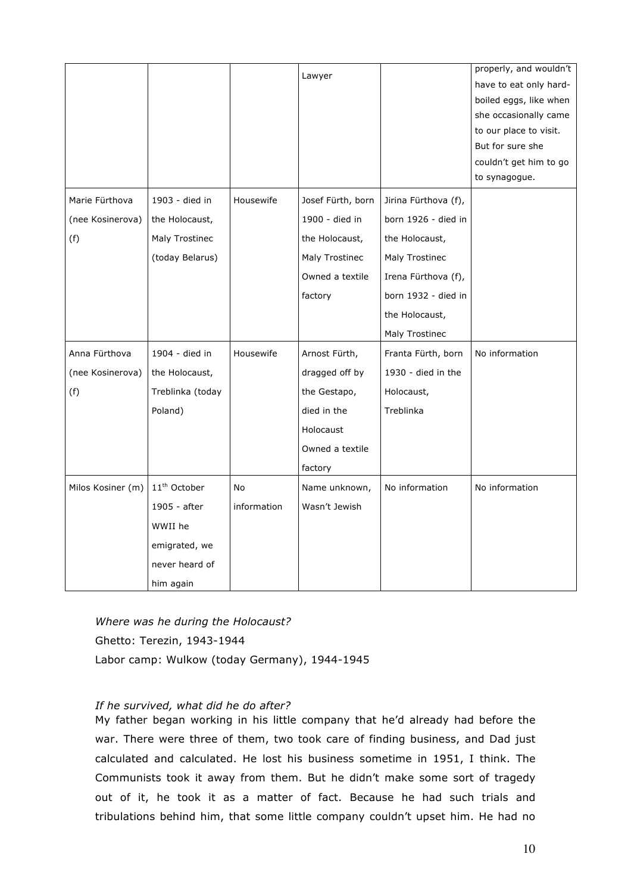| | | | | | |
|---|---|---|---|---|---|
| | | | Lawyer | | properly, and wouldn't have to eat only hard-boiled eggs, like when she occasionally came to our place to visit. But for sure she couldn't get him to go to synagogue. |
| Marie Fürthova (nee Kosinerova) (f) | 1903 - died in the Holocaust, Maly Trostinec (today Belarus) | Housewife | Josef Fürth, born 1900 - died in the Holocaust, Maly Trostinec Owned a textile factory | Jirina Fürthova (f), born 1926 - died in the Holocaust, Maly Trostinec Irena Fürthova (f), born 1932 - died in the Holocaust, Maly Trostinec | |
| Anna Fürthova (nee Kosinerova) (f) | 1904 - died in the Holocaust, Treblinka (today Poland) | Housewife | Arnost Fürth, dragged off by the Gestapo, died in the Holocaust Owned a textile factory | Franta Fürth, born 1930 - died in the Holocaust, Treblinka | No information |
| Milos Kosiner (m) | 11th October 1905 - after WWII he emigrated, we never heard of him again | No information | Name unknown, Wasn't Jewish | No information | No information |

*Where was he during the Holocaust?*
Ghetto: Terezin, 1943-1944
Labor camp: Wulkow (today Germany), 1944-1945

*If he survived, what did he do after?*
My father began working in his little company that he'd already had before the war. There were three of them, two took care of finding business, and Dad just calculated and calculated. He lost his business sometime in 1951, I think. The Communists took it away from them. But he didn't make some sort of tragedy out of it, he took it as a matter of fact. Because he had such trials and tribulations behind him, that some little company couldn't upset him. He had no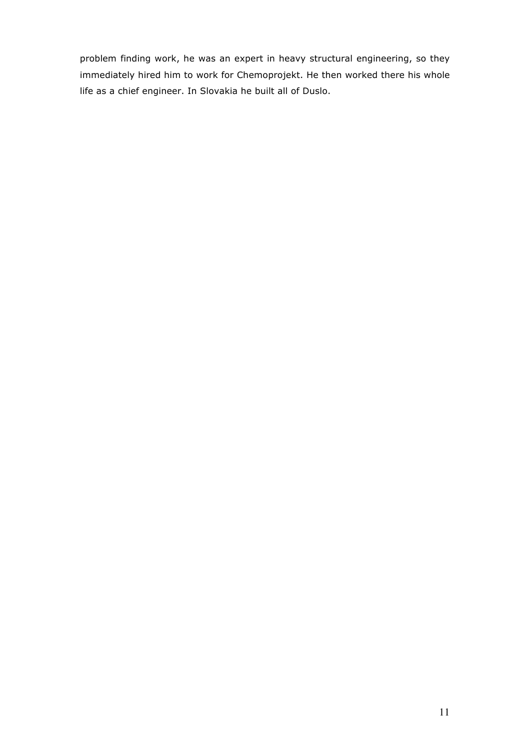problem finding work, he was an expert in heavy structural engineering, so they immediately hired him to work for Chemoprojekt. He then worked there his whole life as a chief engineer. In Slovakia he built all of Duslo.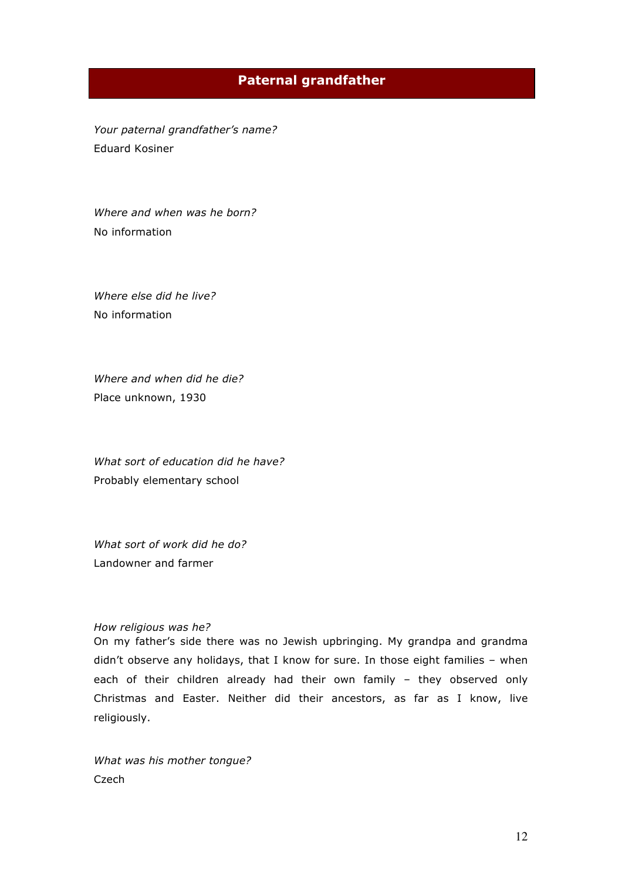## Paternal grandfather

*Your paternal grandfather's name?*
Eduard Kosiner

*Where and when was he born?*
No information

*Where else did he live?*
No information

*Where and when did he die?*
Place unknown, 1930

*What sort of education did he have?*
Probably elementary school

*What sort of work did he do?*
Landowner and farmer

*How religious was he?*
On my father's side there was no Jewish upbringing. My grandpa and grandma didn't observe any holidays, that I know for sure. In those eight families – when each of their children already had their own family – they observed only Christmas and Easter. Neither did their ancestors, as far as I know, live religiously.

*What was his mother tongue?*
Czech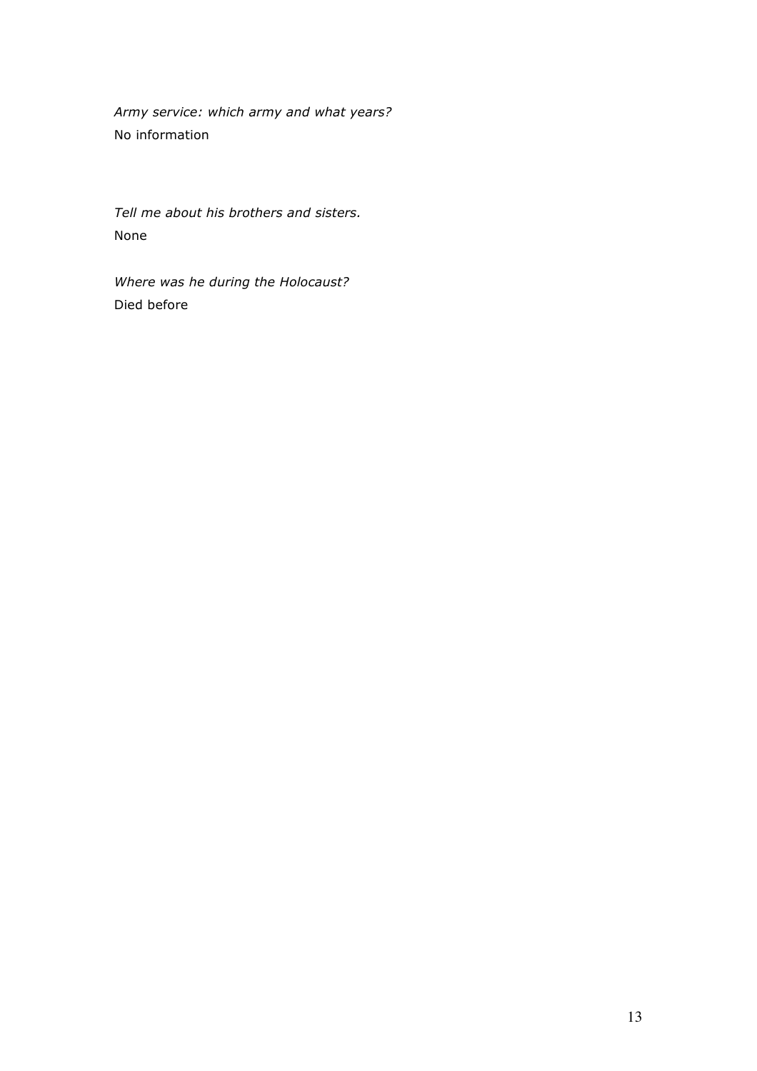*Army service: which army and what years?*
No information

*Tell me about his brothers and sisters.*
None

*Where was he during the Holocaust?*
Died before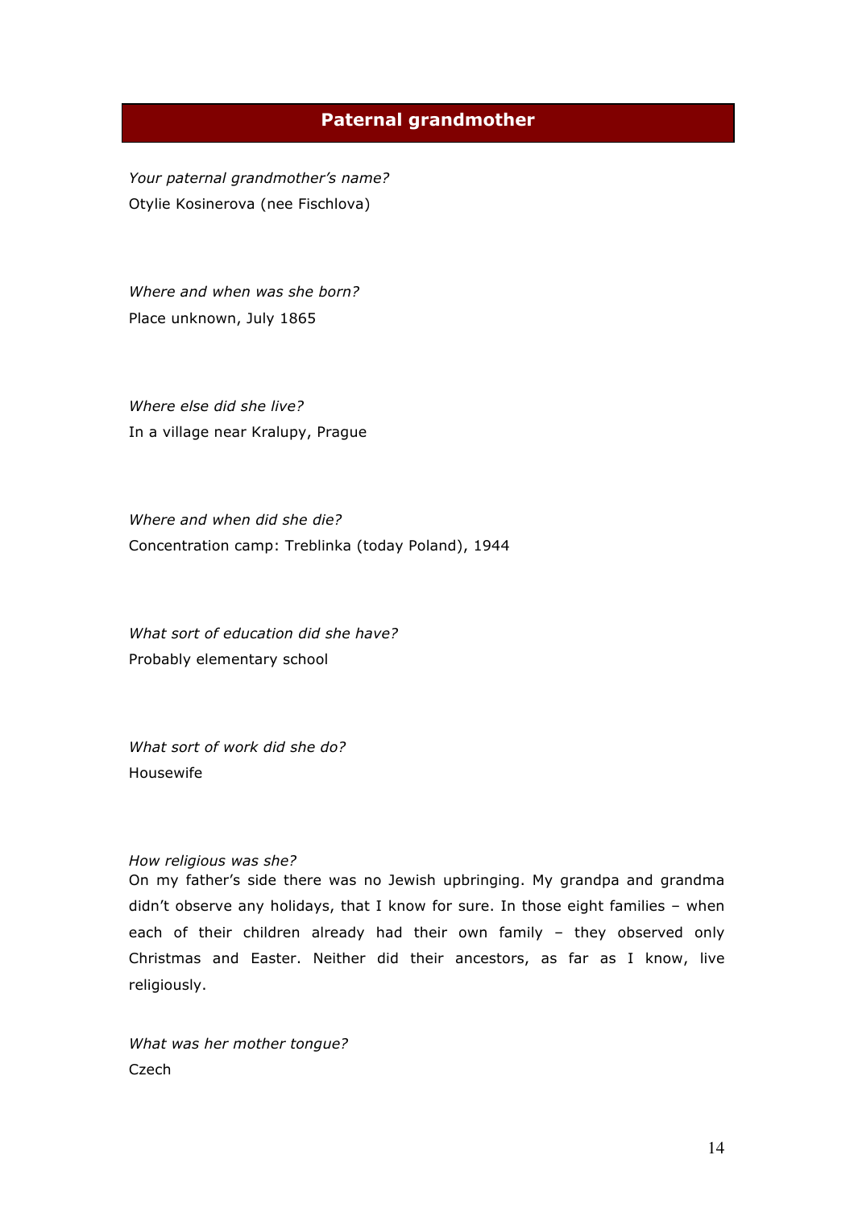## Paternal grandmother

*Your paternal grandmother's name?*
Otylie Kosinerova (nee Fischlova)

*Where and when was she born?*
Place unknown, July 1865

*Where else did she live?*
In a village near Kralupy, Prague

*Where and when did she die?*
Concentration camp: Treblinka (today Poland), 1944

*What sort of education did she have?*
Probably elementary school

*What sort of work did she do?*
Housewife

*How religious was she?*
On my father's side there was no Jewish upbringing. My grandpa and grandma didn't observe any holidays, that I know for sure. In those eight families – when each of their children already had their own family – they observed only Christmas and Easter. Neither did their ancestors, as far as I know, live religiously.

*What was her mother tongue?*
Czech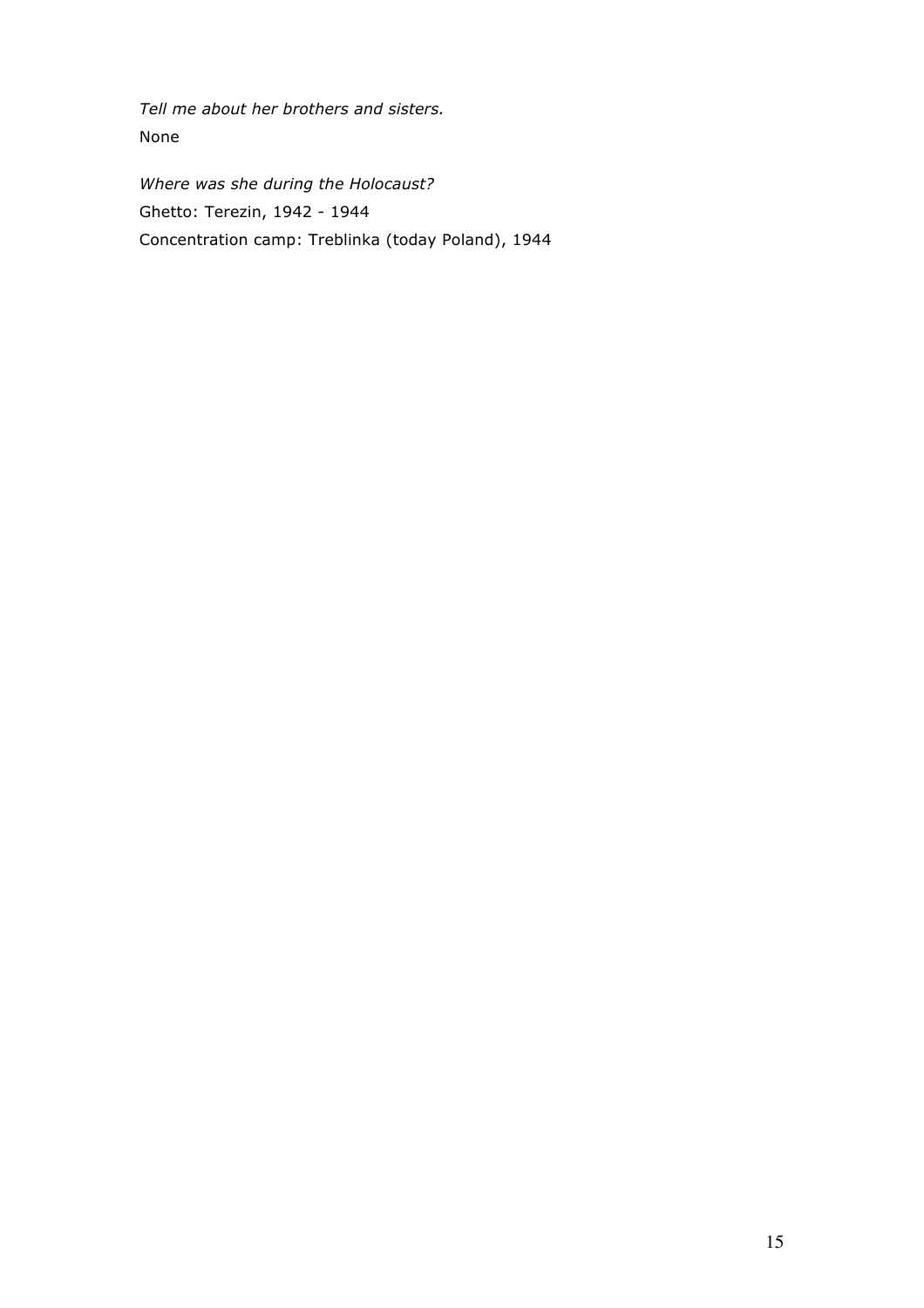*Tell me about her brothers and sisters.*
None

*Where was she during the Holocaust?*
Ghetto: Terezin, 1942 - 1944
Concentration camp: Treblinka (today Poland), 1944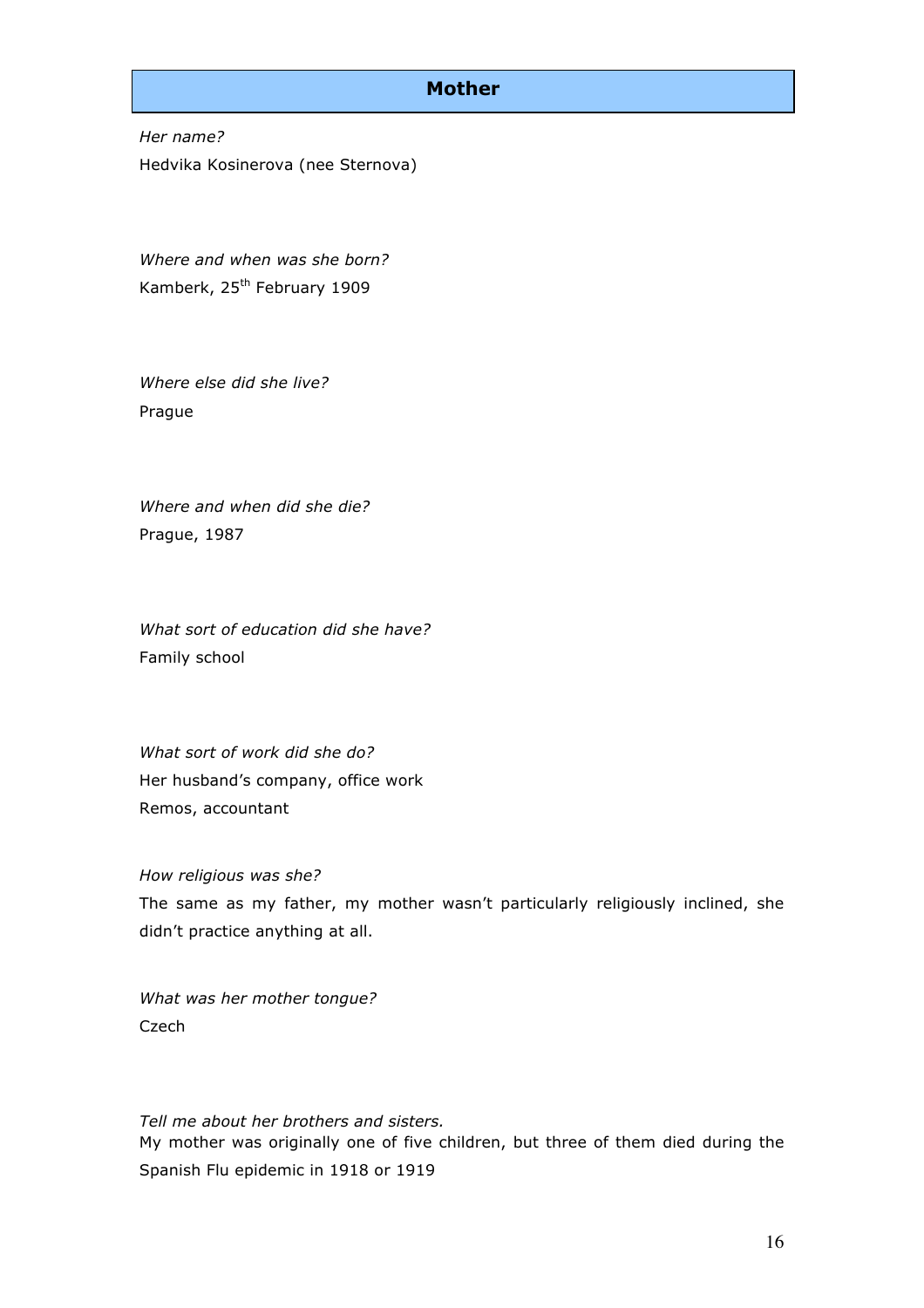## Mother

*Her name?*

Hedvika Kosinerova (nee Sternova)

*Where and when was she born?*

Kamberk, 25th February 1909

*Where else did she live?*

Prague

*Where and when did she die?*

Prague, 1987

*What sort of education did she have?*

Family school

*What sort of work did she do?*

Her husband's company, office work

Remos, accountant

*How religious was she?*

The same as my father, my mother wasn't particularly religiously inclined, she didn't practice anything at all.

*What was her mother tongue?*

Czech

*Tell me about her brothers and sisters.*

My mother was originally one of five children, but three of them died during the Spanish Flu epidemic in 1918 or 1919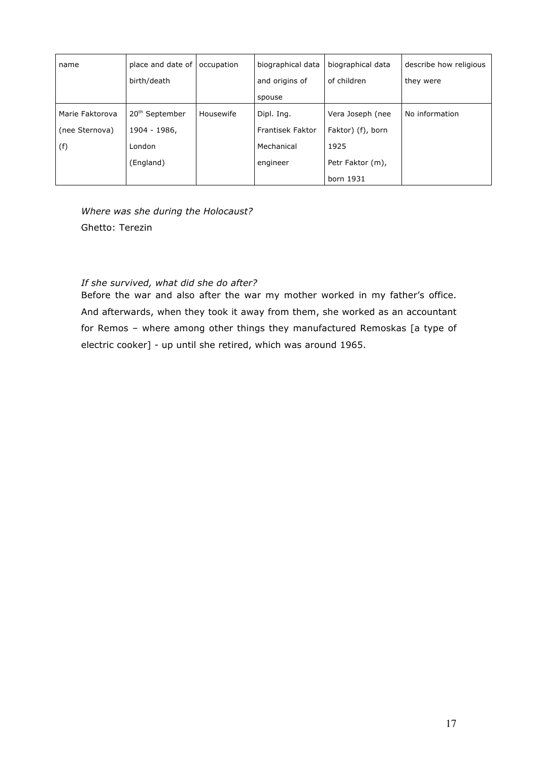| name | place and date of birth/death | occupation | biographical data and origins of spouse | biographical data of children | describe how religious they were |
|---|---|---|---|---|---|
| Marie Faktorova (nee Sternova) (f) | 20th September 1904 - 1986, London (England) | Housewife | Dipl. Ing. Frantisek Faktor Mechanical engineer | Vera Joseph (nee Faktor) (f), born 1925 Petr Faktor (m), born 1931 | No information |

*Where was she during the Holocaust?*
Ghetto: Terezin

*If she survived, what did she do after?*
Before the war and also after the war my mother worked in my father's office. And afterwards, when they took it away from them, she worked as an accountant for Remos – where among other things they manufactured Remoskas [a type of electric cooker] - up until she retired, which was around 1965.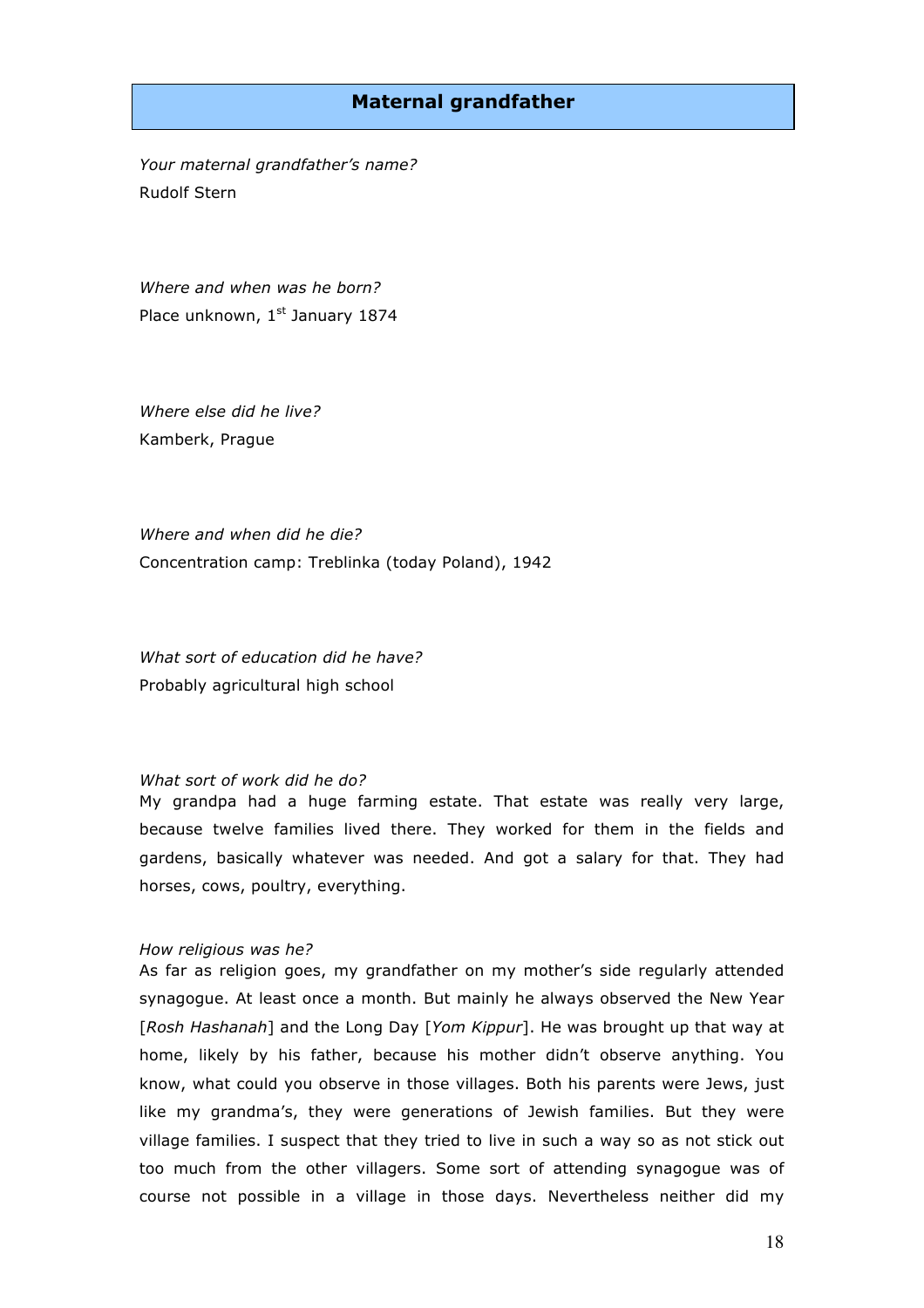## Maternal grandfather

*Your maternal grandfather's name?*
Rudolf Stern

*Where and when was he born?*
Place unknown, 1st January 1874

*Where else did he live?*
Kamberk, Prague

*Where and when did he die?*
Concentration camp: Treblinka (today Poland), 1942

*What sort of education did he have?*
Probably agricultural high school

*What sort of work did he do?*
My grandpa had a huge farming estate. That estate was really very large, because twelve families lived there. They worked for them in the fields and gardens, basically whatever was needed. And got a salary for that. They had horses, cows, poultry, everything.

*How religious was he?*
As far as religion goes, my grandfather on my mother's side regularly attended synagogue. At least once a month. But mainly he always observed the New Year [*Rosh Hashanah*] and the Long Day [*Yom Kippur*]. He was brought up that way at home, likely by his father, because his mother didn't observe anything. You know, what could you observe in those villages. Both his parents were Jews, just like my grandma's, they were generations of Jewish families. But they were village families. I suspect that they tried to live in such a way so as not stick out too much from the other villagers. Some sort of attending synagogue was of course not possible in a village in those days. Nevertheless neither did my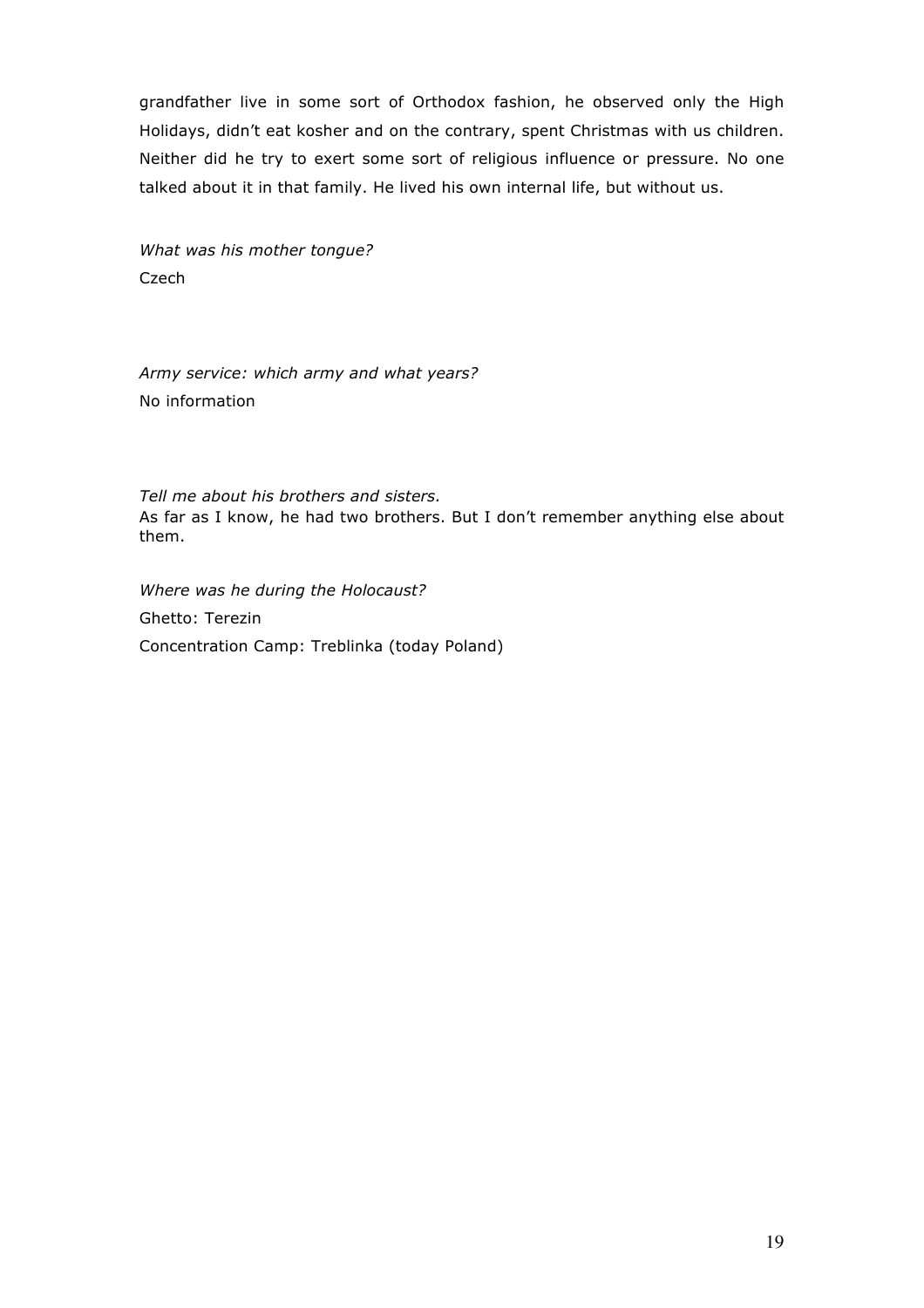grandfather live in some sort of Orthodox fashion, he observed only the High Holidays, didn't eat kosher and on the contrary, spent Christmas with us children. Neither did he try to exert some sort of religious influence or pressure. No one talked about it in that family. He lived his own internal life, but without us.

*What was his mother tongue?*
Czech

*Army service: which army and what years?*
No information

*Tell me about his brothers and sisters.*
As far as I know, he had two brothers. But I don't remember anything else about them.

*Where was he during the Holocaust?*
Ghetto: Terezin
Concentration Camp: Treblinka (today Poland)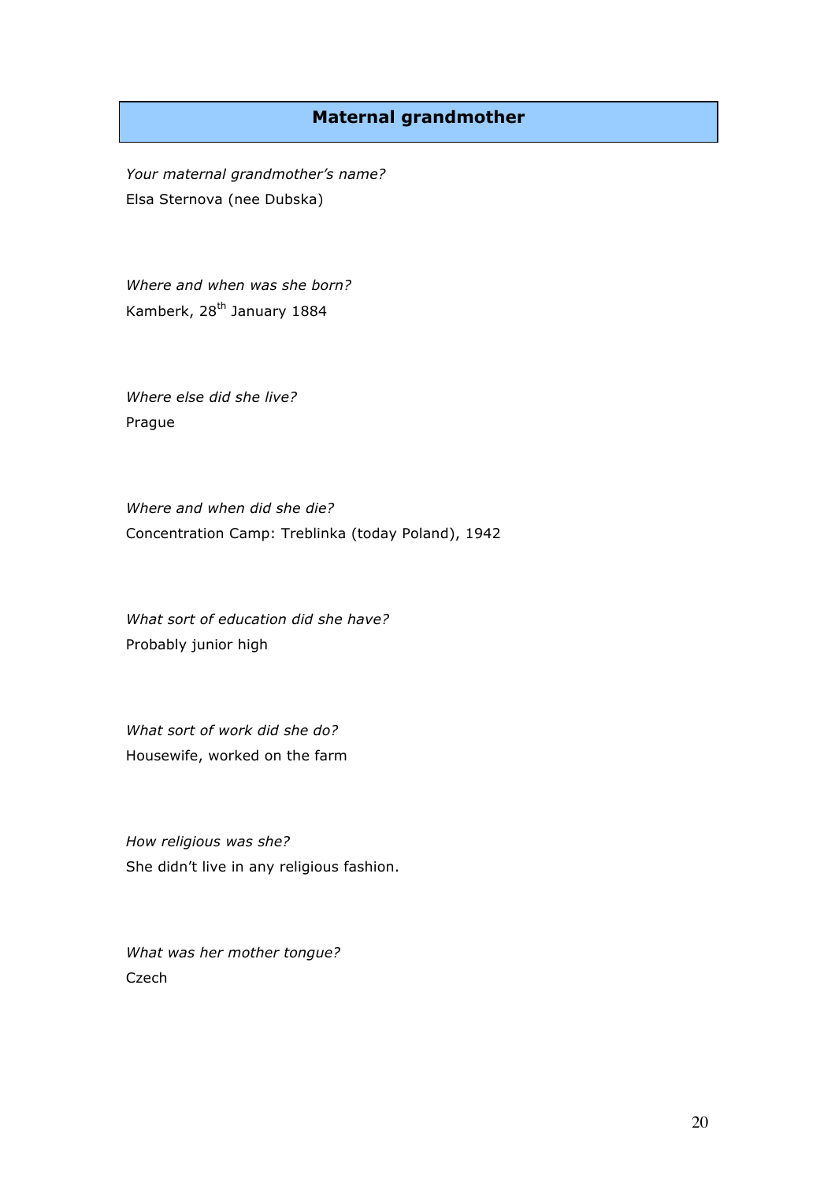## Maternal grandmother

*Your maternal grandmother's name?*

Elsa Sternova (nee Dubska)

*Where and when was she born?*

Kamberk, 28th January 1884

*Where else did she live?*

Prague

*Where and when did she die?*

Concentration Camp: Treblinka (today Poland), 1942

*What sort of education did she have?*

Probably junior high

*What sort of work did she do?*

Housewife, worked on the farm

*How religious was she?*

She didn't live in any religious fashion.

*What was her mother tongue?*

Czech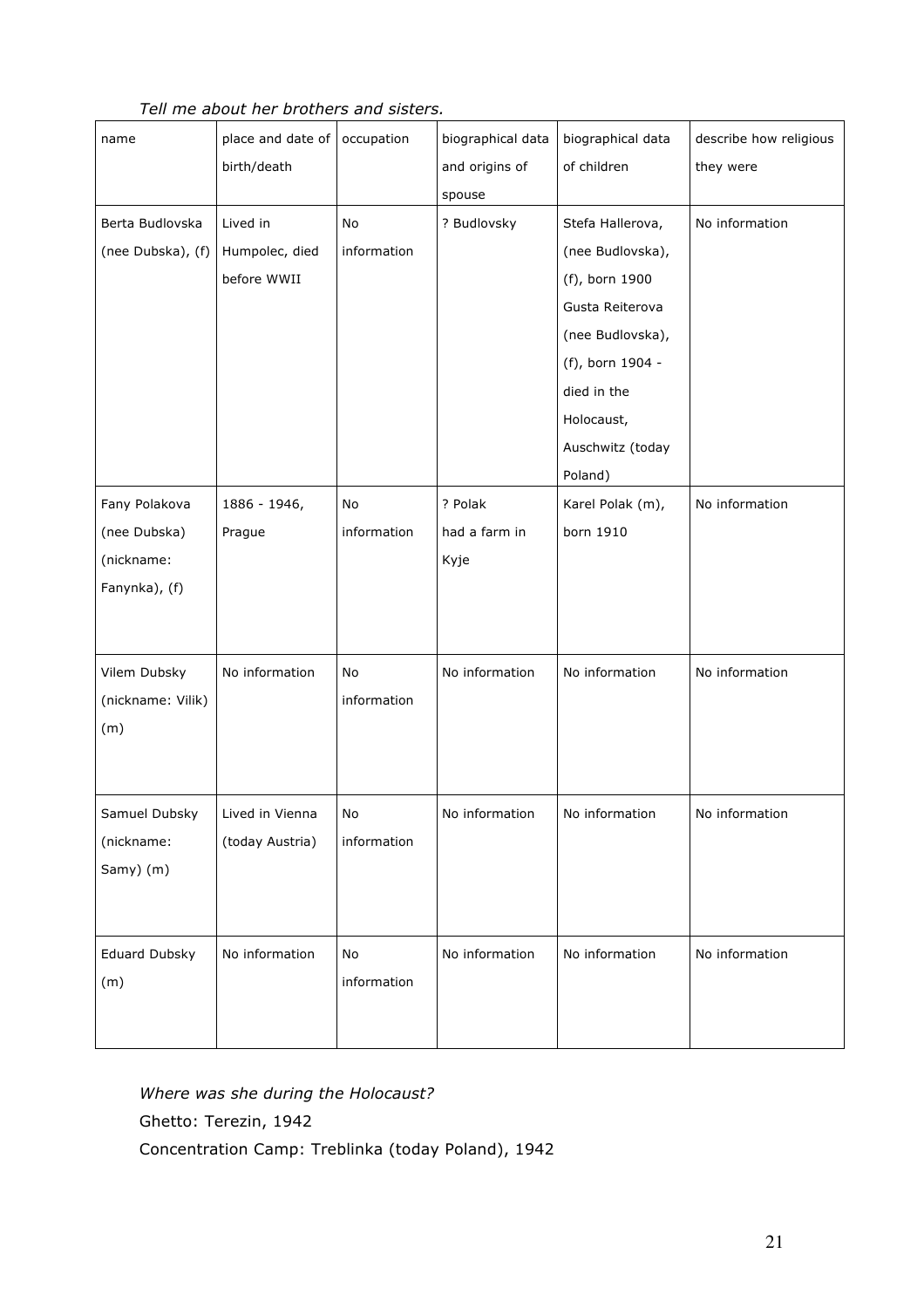*Tell me about her brothers and sisters.*

| name | place and date of birth/death | occupation | biographical data and origins of spouse | biographical data of children | describe how religious they were |
|---|---|---|---|---|---|
| Berta Budlovska (nee Dubska), (f) | Lived in Humpolec, died before WWII | No information | ? Budlovsky | Stefa Hallerova, (nee Budlovska), (f), born 1900 Gusta Reiterova (nee Budlovska), (f), born 1904 - died in the Holocaust, Auschwitz (today Poland) | No information |
| Fany Polakova (nee Dubska) (nickname: Fanynka), (f) | 1886 - 1946, Prague | No information | ? Polak had a farm in Kyje | Karel Polak (m), born 1910 | No information |
| Vilem Dubsky (nickname: Vilik) (m) | No information | No information | No information | No information | No information |
| Samuel Dubsky (nickname: Samy) (m) | Lived in Vienna (today Austria) | No information | No information | No information | No information |
| Eduard Dubsky (m) | No information | No information | No information | No information | No information |

*Where was she during the Holocaust?*

Ghetto: Terezin, 1942

Concentration Camp: Treblinka (today Poland), 1942